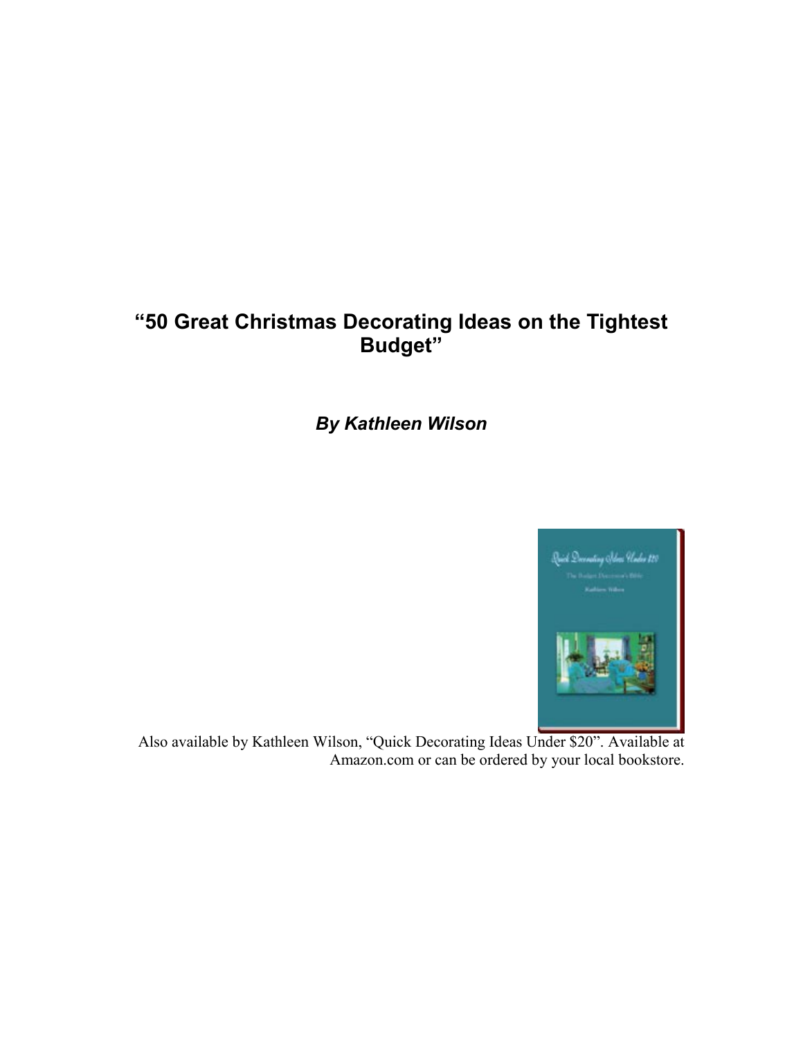# "50 Great Christmas Decorating Ideas on the Tightest Budget"

***By Kathleen Wilson***

Also available by Kathleen Wilson, "Quick Decorating Ideas Under $20". Available at Amazon.com or can be ordered by your local bookstore.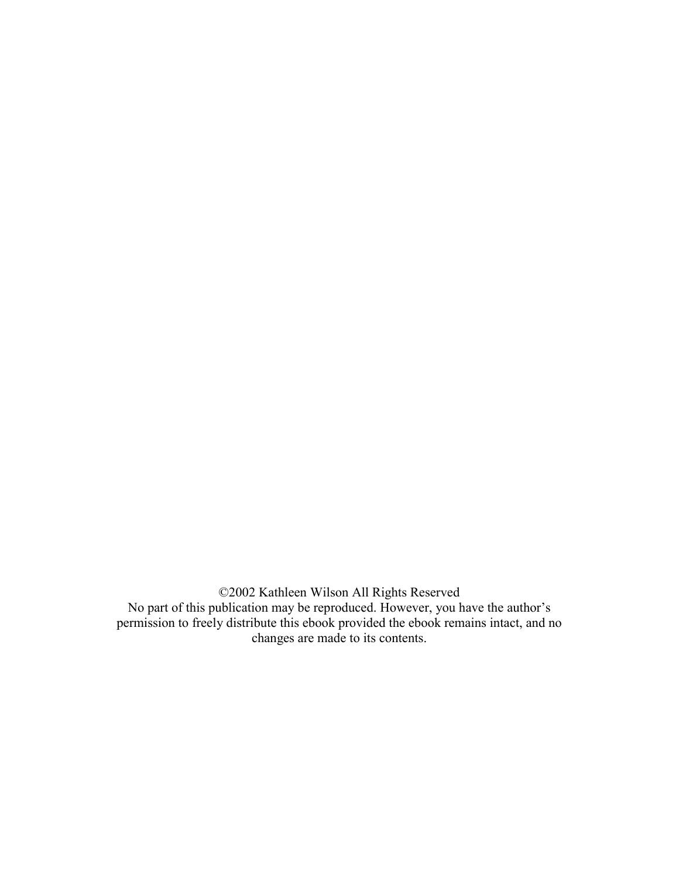©2002 Kathleen Wilson All Rights Reserved
No part of this publication may be reproduced. However, you have the author's permission to freely distribute this ebook provided the ebook remains intact, and no changes are made to its contents.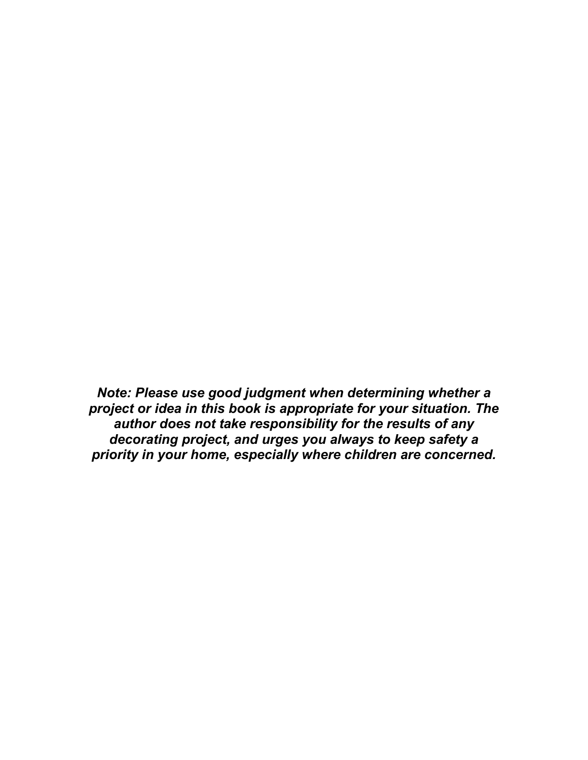***Note: Please use good judgment when determining whether a project or idea in this book is appropriate for your situation. The author does not take responsibility for the results of any decorating project, and urges you always to keep safety a priority in your home, especially where children are concerned.***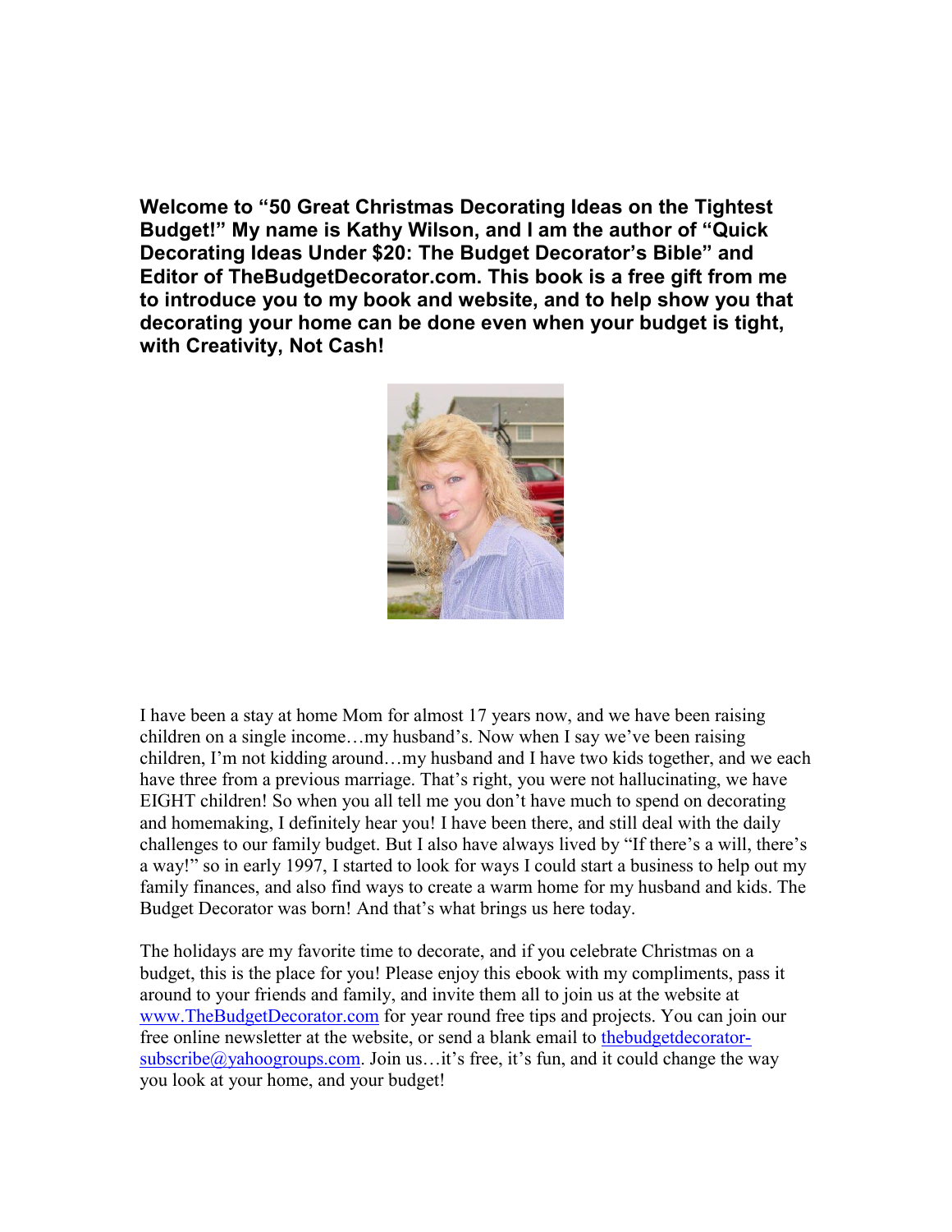**Welcome to "50 Great Christmas Decorating Ideas on the Tightest Budget!" My name is Kathy Wilson, and I am the author of "Quick Decorating Ideas Under $20: The Budget Decorator's Bible" and Editor of TheBudgetDecorator.com. This book is a free gift from me to introduce you to my book and website, and to help show you that decorating your home can be done even when your budget is tight, with Creativity, Not Cash!**

I have been a stay at home Mom for almost 17 years now, and we have been raising children on a single income…my husband's. Now when I say we've been raising children, I'm not kidding around…my husband and I have two kids together, and we each have three from a previous marriage. That's right, you were not hallucinating, we have EIGHT children! So when you all tell me you don't have much to spend on decorating and homemaking, I definitely hear you! I have been there, and still deal with the daily challenges to our family budget. But I also have always lived by "If there's a will, there's a way!" so in early 1997, I started to look for ways I could start a business to help out my family finances, and also find ways to create a warm home for my husband and kids. The Budget Decorator was born! And that's what brings us here today.

The holidays are my favorite time to decorate, and if you celebrate Christmas on a budget, this is the place for you! Please enjoy this ebook with my compliments, pass it around to your friends and family, and invite them all to join us at the website at [www.TheBudgetDecorator.com](http://www.TheBudgetDecorator.com) for year round free tips and projects. You can join our free online newsletter at the website, or send a blank email to [thebudgetdecorator-subscribe@yahoogroups.com](mailto:thebudgetdecorator-subscribe@yahoogroups.com). Join us…it's free, it's fun, and it could change the way you look at your home, and your budget!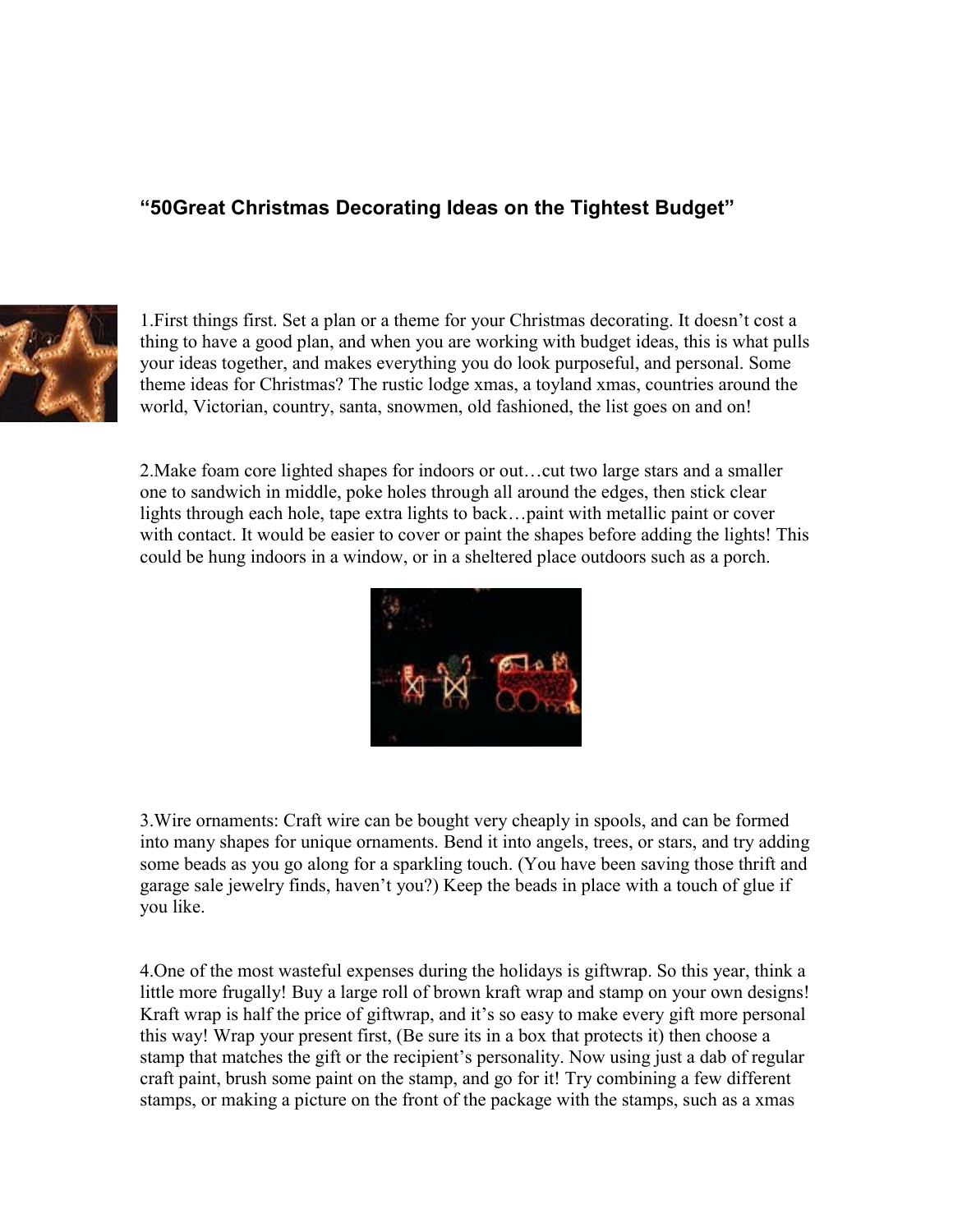**“50Great Christmas Decorating Ideas on the Tightest Budget”**

1.First things first. Set a plan or a theme for your Christmas decorating. It doesn’t cost a thing to have a good plan, and when you are working with budget ideas, this is what pulls your ideas together, and makes everything you do look purposeful, and personal. Some theme ideas for Christmas? The rustic lodge xmas, a toyland xmas, countries around the world, Victorian, country, santa, snowmen, old fashioned, the list goes on and on!

2.Make foam core lighted shapes for indoors or out…cut two large stars and a smaller one to sandwich in middle, poke holes through all around the edges, then stick clear lights through each hole, tape extra lights to back…paint with metallic paint or cover with contact. It would be easier to cover or paint the shapes before adding the lights! This could be hung indoors in a window, or in a sheltered place outdoors such as a porch.

3.Wire ornaments: Craft wire can be bought very cheaply in spools, and can be formed into many shapes for unique ornaments. Bend it into angels, trees, or stars, and try adding some beads as you go along for a sparkling touch. (You have been saving those thrift and garage sale jewelry finds, haven’t you?) Keep the beads in place with a touch of glue if you like.

4.One of the most wasteful expenses during the holidays is giftwrap. So this year, think a little more frugally! Buy a large roll of brown kraft wrap and stamp on your own designs! Kraft wrap is half the price of giftwrap, and it’s so easy to make every gift more personal this way! Wrap your present first, (Be sure its in a box that protects it) then choose a stamp that matches the gift or the recipient’s personality. Now using just a dab of regular craft paint, brush some paint on the stamp, and go for it! Try combining a few different stamps, or making a picture on the front of the package with the stamps, such as a xmas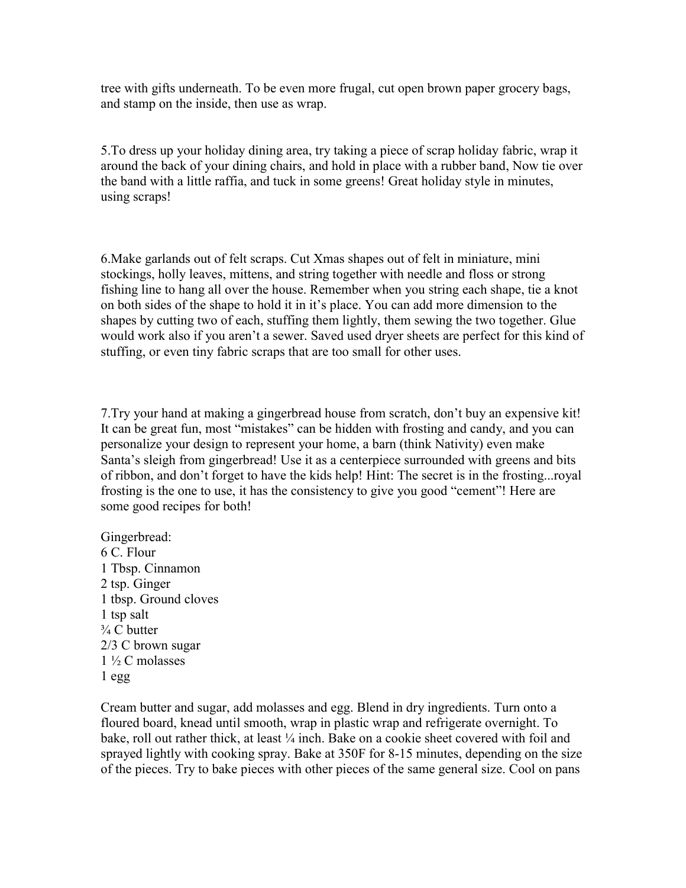tree with gifts underneath. To be even more frugal, cut open brown paper grocery bags, and stamp on the inside, then use as wrap.

5.To dress up your holiday dining area, try taking a piece of scrap holiday fabric, wrap it around the back of your dining chairs, and hold in place with a rubber band, Now tie over the band with a little raffia, and tuck in some greens! Great holiday style in minutes, using scraps!

6.Make garlands out of felt scraps. Cut Xmas shapes out of felt in miniature, mini stockings, holly leaves, mittens, and string together with needle and floss or strong fishing line to hang all over the house. Remember when you string each shape, tie a knot on both sides of the shape to hold it in it's place. You can add more dimension to the shapes by cutting two of each, stuffing them lightly, them sewing the two together. Glue would work also if you aren't a sewer. Saved used dryer sheets are perfect for this kind of stuffing, or even tiny fabric scraps that are too small for other uses.

7.Try your hand at making a gingerbread house from scratch, don't buy an expensive kit! It can be great fun, most "mistakes" can be hidden with frosting and candy, and you can personalize your design to represent your home, a barn (think Nativity) even make Santa's sleigh from gingerbread! Use it as a centerpiece surrounded with greens and bits of ribbon, and don't forget to have the kids help! Hint: The secret is in the frosting...royal frosting is the one to use, it has the consistency to give you good "cement"! Here are some good recipes for both!

Gingerbread:
6 C. Flour
1 Tbsp. Cinnamon
2 tsp. Ginger
1 tbsp. Ground cloves
1 tsp salt
¾ C butter
2/3 C brown sugar
1 ½ C molasses
1 egg

Cream butter and sugar, add molasses and egg. Blend in dry ingredients. Turn onto a floured board, knead until smooth, wrap in plastic wrap and refrigerate overnight. To bake, roll out rather thick, at least ¼ inch. Bake on a cookie sheet covered with foil and sprayed lightly with cooking spray. Bake at 350F for 8-15 minutes, depending on the size of the pieces. Try to bake pieces with other pieces of the same general size. Cool on pans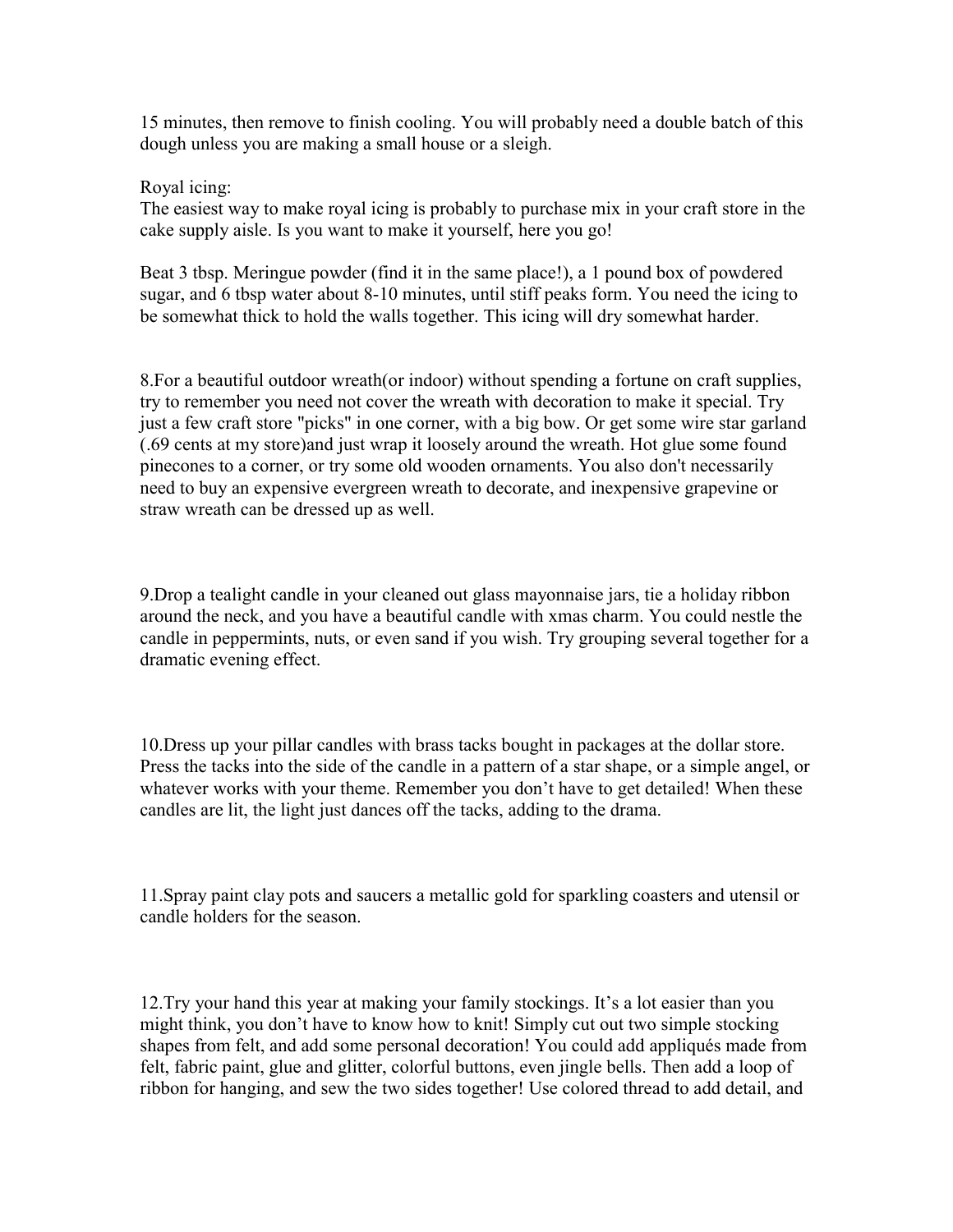15 minutes, then remove to finish cooling. You will probably need a double batch of this dough unless you are making a small house or a sleigh.

Royal icing:
The easiest way to make royal icing is probably to purchase mix in your craft store in the cake supply aisle. Is you want to make it yourself, here you go!

Beat 3 tbsp. Meringue powder (find it in the same place!), a 1 pound box of powdered sugar, and 6 tbsp water about 8-10 minutes, until stiff peaks form. You need the icing to be somewhat thick to hold the walls together. This icing will dry somewhat harder.

8.For a beautiful outdoor wreath(or indoor) without spending a fortune on craft supplies, try to remember you need not cover the wreath with decoration to make it special. Try just a few craft store "picks" in one corner, with a big bow. Or get some wire star garland (.69 cents at my store)and just wrap it loosely around the wreath. Hot glue some found pinecones to a corner, or try some old wooden ornaments. You also don't necessarily need to buy an expensive evergreen wreath to decorate, and inexpensive grapevine or straw wreath can be dressed up as well.

9.Drop a tealight candle in your cleaned out glass mayonnaise jars, tie a holiday ribbon around the neck, and you have a beautiful candle with xmas charm. You could nestle the candle in peppermints, nuts, or even sand if you wish. Try grouping several together for a dramatic evening effect.

10.Dress up your pillar candles with brass tacks bought in packages at the dollar store. Press the tacks into the side of the candle in a pattern of a star shape, or a simple angel, or whatever works with your theme. Remember you don't have to get detailed! When these candles are lit, the light just dances off the tacks, adding to the drama.

11.Spray paint clay pots and saucers a metallic gold for sparkling coasters and utensil or candle holders for the season.

12.Try your hand this year at making your family stockings. It's a lot easier than you might think, you don't have to know how to knit! Simply cut out two simple stocking shapes from felt, and add some personal decoration! You could add appliqués made from felt, fabric paint, glue and glitter, colorful buttons, even jingle bells. Then add a loop of ribbon for hanging, and sew the two sides together! Use colored thread to add detail, and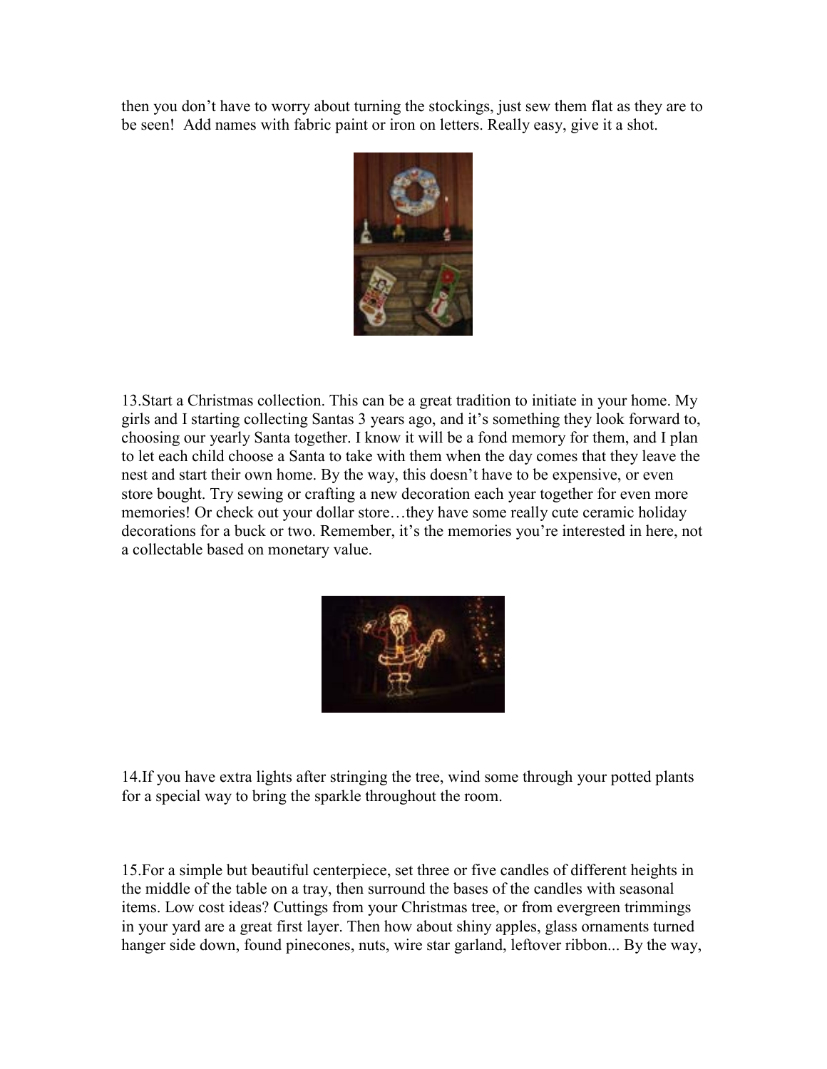then you don't have to worry about turning the stockings, just sew them flat as they are to be seen! Add names with fabric paint or iron on letters. Really easy, give it a shot.

13.Start a Christmas collection. This can be a great tradition to initiate in your home. My girls and I starting collecting Santas 3 years ago, and it's something they look forward to, choosing our yearly Santa together. I know it will be a fond memory for them, and I plan to let each child choose a Santa to take with them when the day comes that they leave the nest and start their own home. By the way, this doesn't have to be expensive, or even store bought. Try sewing or crafting a new decoration each year together for even more memories! Or check out your dollar store…they have some really cute ceramic holiday decorations for a buck or two. Remember, it's the memories you're interested in here, not a collectable based on monetary value.

14.If you have extra lights after stringing the tree, wind some through your potted plants for a special way to bring the sparkle throughout the room.

15.For a simple but beautiful centerpiece, set three or five candles of different heights in the middle of the table on a tray, then surround the bases of the candles with seasonal items. Low cost ideas? Cuttings from your Christmas tree, or from evergreen trimmings in your yard are a great first layer. Then how about shiny apples, glass ornaments turned hanger side down, found pinecones, nuts, wire star garland, leftover ribbon... By the way,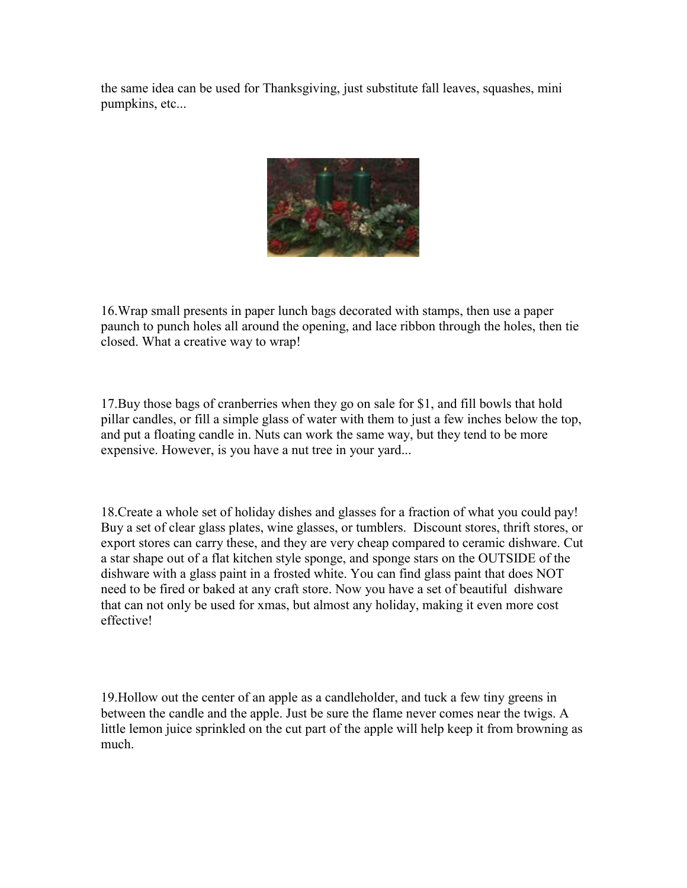the same idea can be used for Thanksgiving, just substitute fall leaves, squashes, mini pumpkins, etc...

16.Wrap small presents in paper lunch bags decorated with stamps, then use a paper paunch to punch holes all around the opening, and lace ribbon through the holes, then tie closed. What a creative way to wrap!

17.Buy those bags of cranberries when they go on sale for $1, and fill bowls that hold pillar candles, or fill a simple glass of water with them to just a few inches below the top, and put a floating candle in. Nuts can work the same way, but they tend to be more expensive. However, is you have a nut tree in your yard...

18.Create a whole set of holiday dishes and glasses for a fraction of what you could pay! Buy a set of clear glass plates, wine glasses, or tumblers. Discount stores, thrift stores, or export stores can carry these, and they are very cheap compared to ceramic dishware. Cut a star shape out of a flat kitchen style sponge, and sponge stars on the OUTSIDE of the dishware with a glass paint in a frosted white. You can find glass paint that does NOT need to be fired or baked at any craft store. Now you have a set of beautiful dishware that can not only be used for xmas, but almost any holiday, making it even more cost effective!

19.Hollow out the center of an apple as a candleholder, and tuck a few tiny greens in between the candle and the apple. Just be sure the flame never comes near the twigs. A little lemon juice sprinkled on the cut part of the apple will help keep it from browning as much.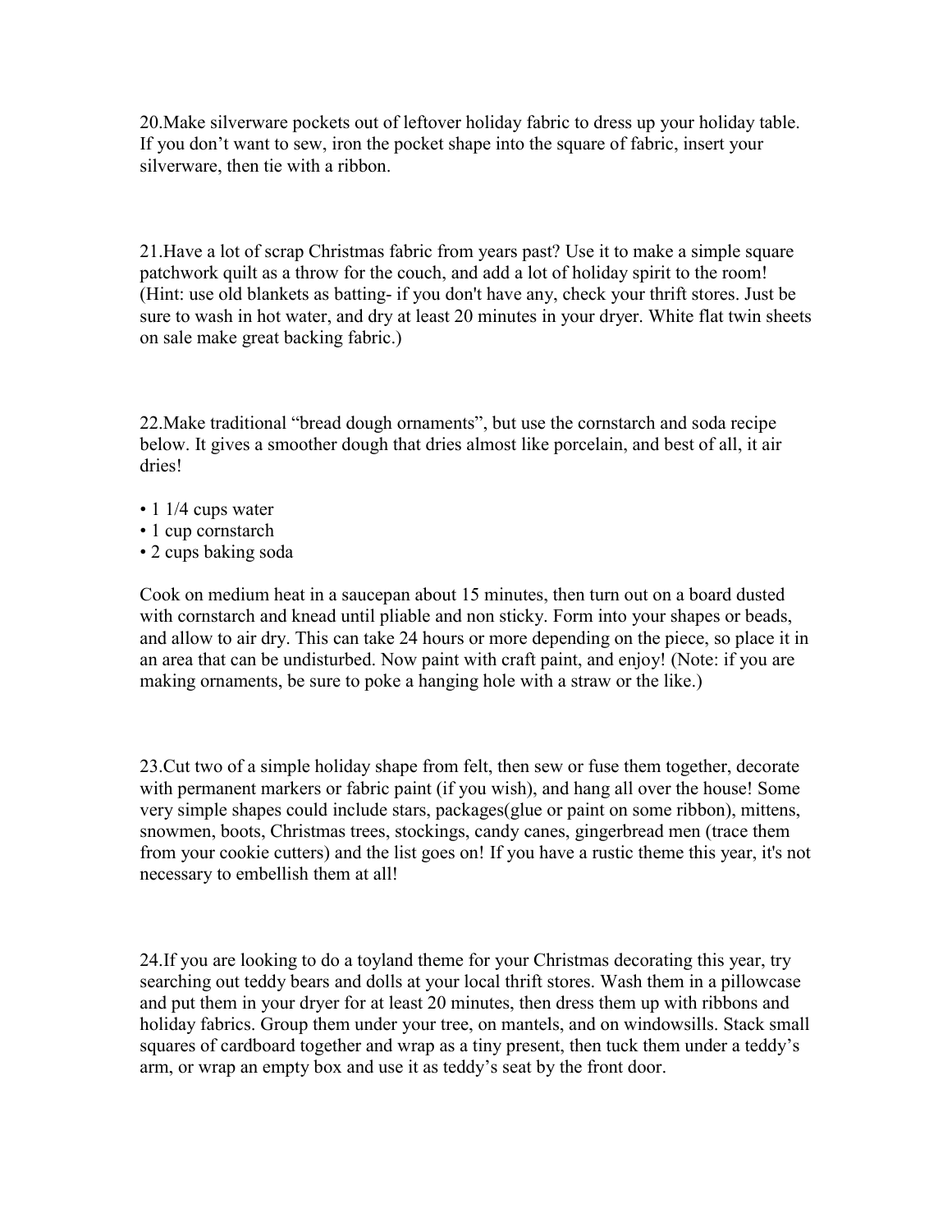20.Make silverware pockets out of leftover holiday fabric to dress up your holiday table. If you don't want to sew, iron the pocket shape into the square of fabric, insert your silverware, then tie with a ribbon.

21.Have a lot of scrap Christmas fabric from years past? Use it to make a simple square patchwork quilt as a throw for the couch, and add a lot of holiday spirit to the room! (Hint: use old blankets as batting- if you don't have any, check your thrift stores. Just be sure to wash in hot water, and dry at least 20 minutes in your dryer. White flat twin sheets on sale make great backing fabric.)

22.Make traditional "bread dough ornaments", but use the cornstarch and soda recipe below. It gives a smoother dough that dries almost like porcelain, and best of all, it air dries!

- 1 1/4 cups water
- 1 cup cornstarch
- 2 cups baking soda

Cook on medium heat in a saucepan about 15 minutes, then turn out on a board dusted with cornstarch and knead until pliable and non sticky. Form into your shapes or beads, and allow to air dry. This can take 24 hours or more depending on the piece, so place it in an area that can be undisturbed. Now paint with craft paint, and enjoy! (Note: if you are making ornaments, be sure to poke a hanging hole with a straw or the like.)

23.Cut two of a simple holiday shape from felt, then sew or fuse them together, decorate with permanent markers or fabric paint (if you wish), and hang all over the house! Some very simple shapes could include stars, packages(glue or paint on some ribbon), mittens, snowmen, boots, Christmas trees, stockings, candy canes, gingerbread men (trace them from your cookie cutters) and the list goes on! If you have a rustic theme this year, it's not necessary to embellish them at all!

24.If you are looking to do a toyland theme for your Christmas decorating this year, try searching out teddy bears and dolls at your local thrift stores. Wash them in a pillowcase and put them in your dryer for at least 20 minutes, then dress them up with ribbons and holiday fabrics. Group them under your tree, on mantels, and on windowsills. Stack small squares of cardboard together and wrap as a tiny present, then tuck them under a teddy's arm, or wrap an empty box and use it as teddy's seat by the front door.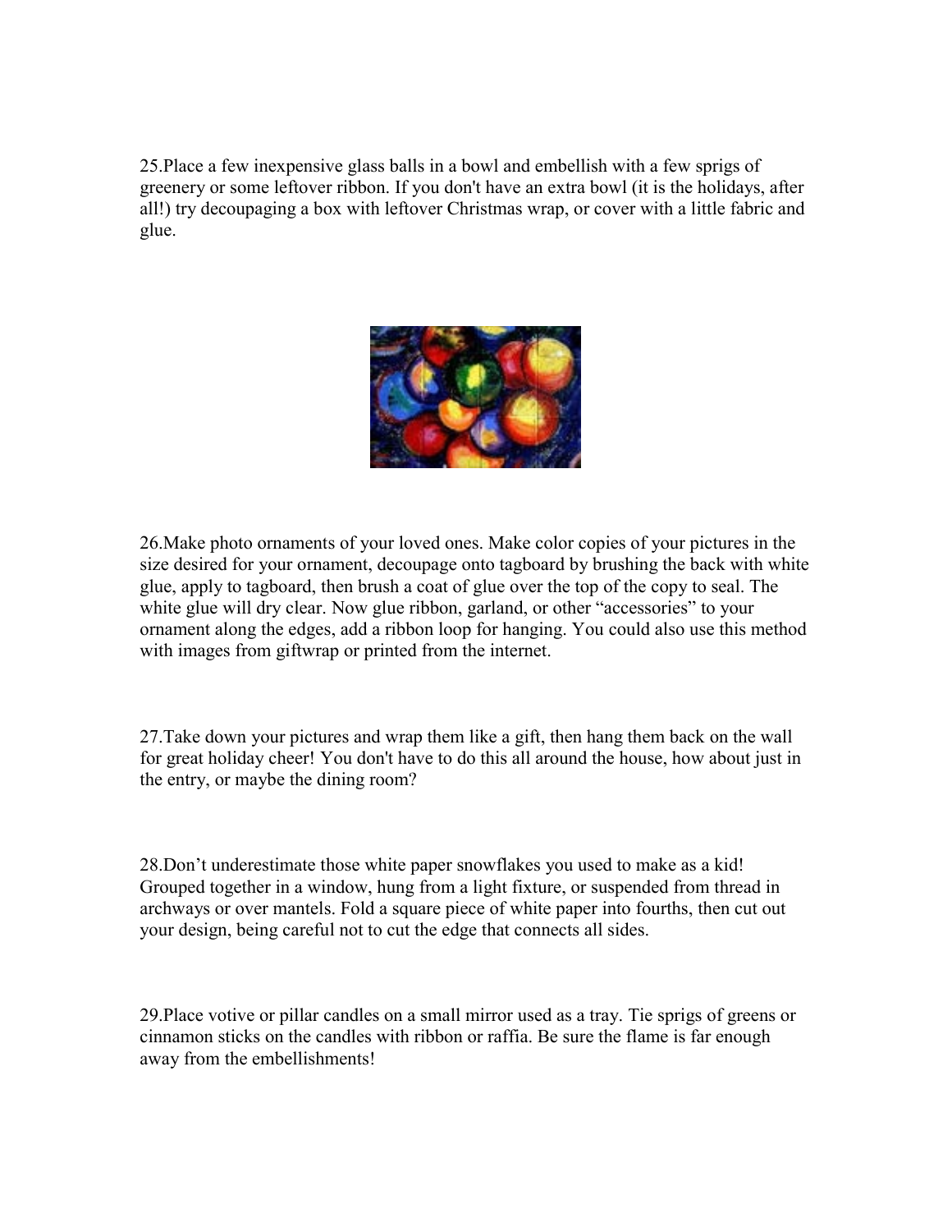25.Place a few inexpensive glass balls in a bowl and embellish with a few sprigs of greenery or some leftover ribbon. If you don't have an extra bowl (it is the holidays, after all!) try decoupaging a box with leftover Christmas wrap, or cover with a little fabric and glue.

26.Make photo ornaments of your loved ones. Make color copies of your pictures in the size desired for your ornament, decoupage onto tagboard by brushing the back with white glue, apply to tagboard, then brush a coat of glue over the top of the copy to seal. The white glue will dry clear. Now glue ribbon, garland, or other "accessories" to your ornament along the edges, add a ribbon loop for hanging. You could also use this method with images from giftwrap or printed from the internet.

27.Take down your pictures and wrap them like a gift, then hang them back on the wall for great holiday cheer! You don't have to do this all around the house, how about just in the entry, or maybe the dining room?

28.Don't underestimate those white paper snowflakes you used to make as a kid! Grouped together in a window, hung from a light fixture, or suspended from thread in archways or over mantels. Fold a square piece of white paper into fourths, then cut out your design, being careful not to cut the edge that connects all sides.

29.Place votive or pillar candles on a small mirror used as a tray. Tie sprigs of greens or cinnamon sticks on the candles with ribbon or raffia. Be sure the flame is far enough away from the embellishments!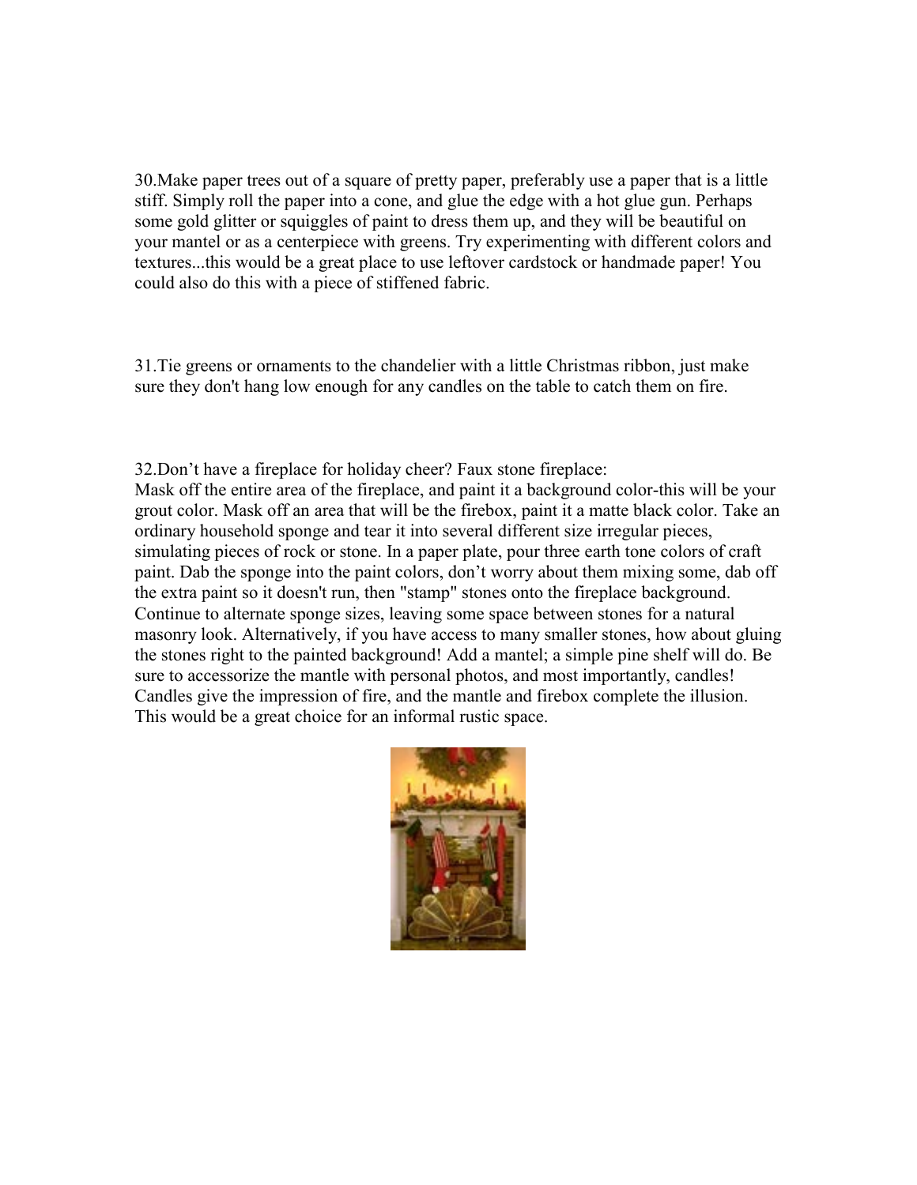30.Make paper trees out of a square of pretty paper, preferably use a paper that is a little stiff. Simply roll the paper into a cone, and glue the edge with a hot glue gun. Perhaps some gold glitter or squiggles of paint to dress them up, and they will be beautiful on your mantel or as a centerpiece with greens. Try experimenting with different colors and textures...this would be a great place to use leftover cardstock or handmade paper! You could also do this with a piece of stiffened fabric.

31.Tie greens or ornaments to the chandelier with a little Christmas ribbon, just make sure they don't hang low enough for any candles on the table to catch them on fire.

32.Don't have a fireplace for holiday cheer? Faux stone fireplace:
Mask off the entire area of the fireplace, and paint it a background color-this will be your grout color. Mask off an area that will be the firebox, paint it a matte black color. Take an ordinary household sponge and tear it into several different size irregular pieces, simulating pieces of rock or stone. In a paper plate, pour three earth tone colors of craft paint. Dab the sponge into the paint colors, don't worry about them mixing some, dab off the extra paint so it doesn't run, then "stamp" stones onto the fireplace background. Continue to alternate sponge sizes, leaving some space between stones for a natural masonry look. Alternatively, if you have access to many smaller stones, how about gluing the stones right to the painted background! Add a mantel; a simple pine shelf will do. Be sure to accessorize the mantle with personal photos, and most importantly, candles! Candles give the impression of fire, and the mantle and firebox complete the illusion. This would be a great choice for an informal rustic space.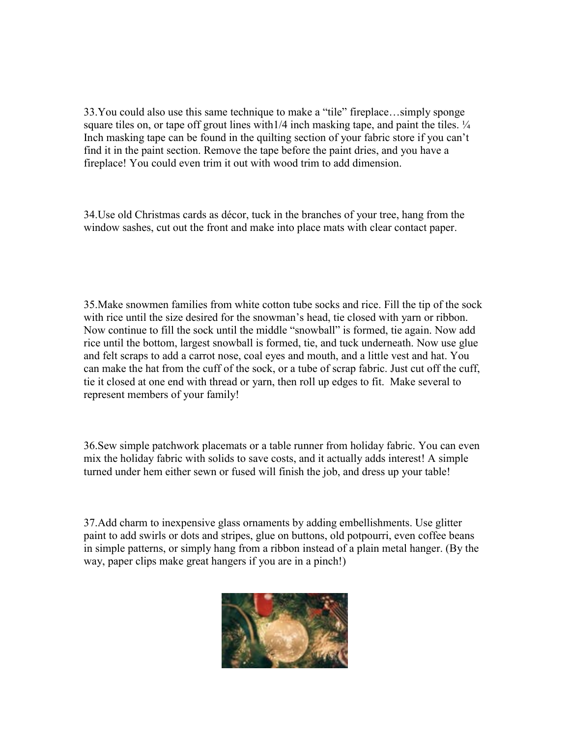33.You could also use this same technique to make a “tile” fireplace…simply sponge square tiles on, or tape off grout lines with1/4 inch masking tape, and paint the tiles. ¼ Inch masking tape can be found in the quilting section of your fabric store if you can’t find it in the paint section. Remove the tape before the paint dries, and you have a fireplace! You could even trim it out with wood trim to add dimension.

34.Use old Christmas cards as décor, tuck in the branches of your tree, hang from the window sashes, cut out the front and make into place mats with clear contact paper.

35.Make snowmen families from white cotton tube socks and rice. Fill the tip of the sock with rice until the size desired for the snowman’s head, tie closed with yarn or ribbon. Now continue to fill the sock until the middle “snowball” is formed, tie again. Now add rice until the bottom, largest snowball is formed, tie, and tuck underneath. Now use glue and felt scraps to add a carrot nose, coal eyes and mouth, and a little vest and hat. You can make the hat from the cuff of the sock, or a tube of scrap fabric. Just cut off the cuff, tie it closed at one end with thread or yarn, then roll up edges to fit. Make several to represent members of your family!

36.Sew simple patchwork placemats or a table runner from holiday fabric. You can even mix the holiday fabric with solids to save costs, and it actually adds interest! A simple turned under hem either sewn or fused will finish the job, and dress up your table!

37.Add charm to inexpensive glass ornaments by adding embellishments. Use glitter paint to add swirls or dots and stripes, glue on buttons, old potpourri, even coffee beans in simple patterns, or simply hang from a ribbon instead of a plain metal hanger. (By the way, paper clips make great hangers if you are in a pinch!)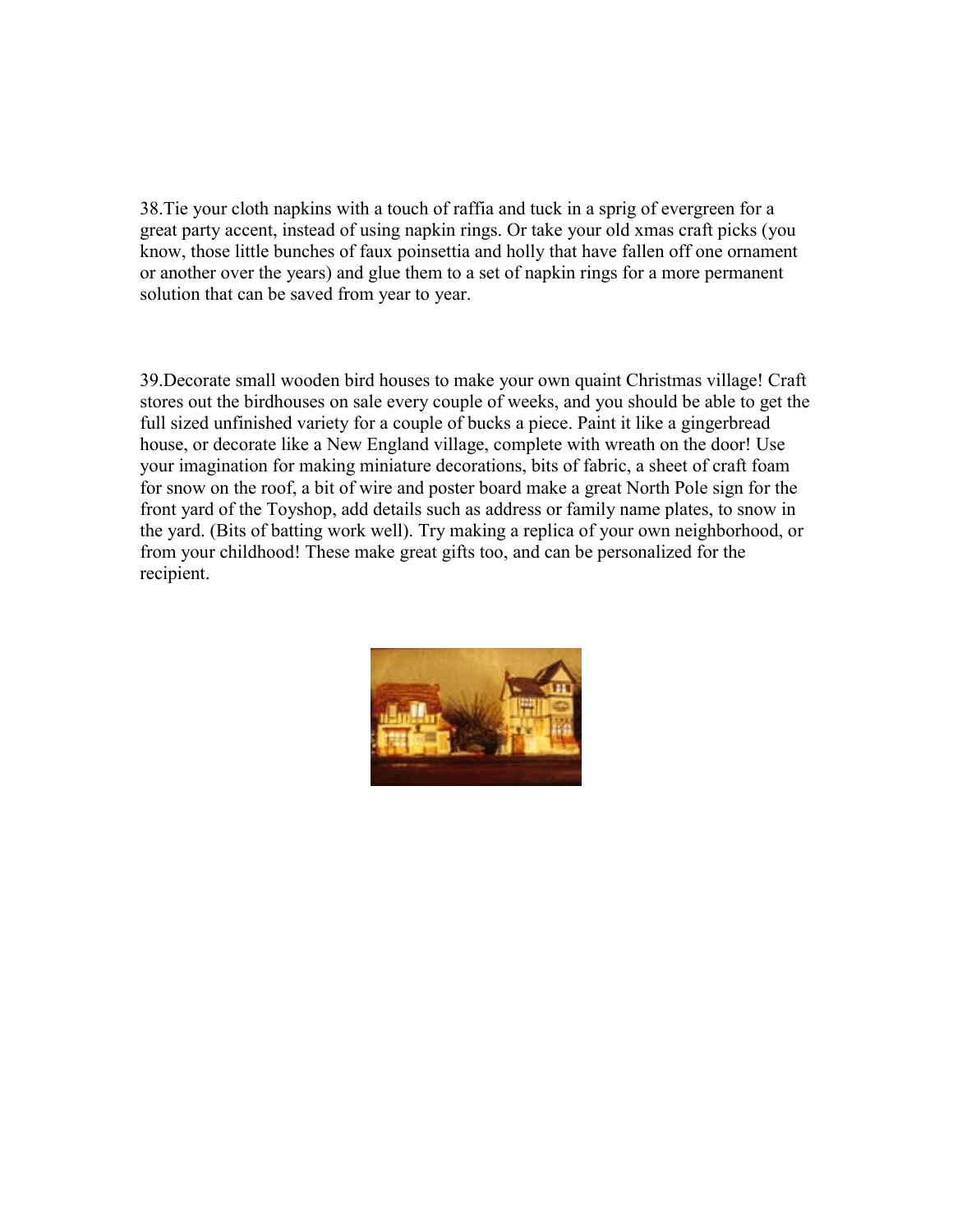38.Tie your cloth napkins with a touch of raffia and tuck in a sprig of evergreen for a great party accent, instead of using napkin rings. Or take your old xmas craft picks (you know, those little bunches of faux poinsettia and holly that have fallen off one ornament or another over the years) and glue them to a set of napkin rings for a more permanent solution that can be saved from year to year.

39.Decorate small wooden bird houses to make your own quaint Christmas village! Craft stores out the birdhouses on sale every couple of weeks, and you should be able to get the full sized unfinished variety for a couple of bucks a piece. Paint it like a gingerbread house, or decorate like a New England village, complete with wreath on the door! Use your imagination for making miniature decorations, bits of fabric, a sheet of craft foam for snow on the roof, a bit of wire and poster board make a great North Pole sign for the front yard of the Toyshop, add details such as address or family name plates, to snow in the yard. (Bits of batting work well). Try making a replica of your own neighborhood, or from your childhood! These make great gifts too, and can be personalized for the recipient.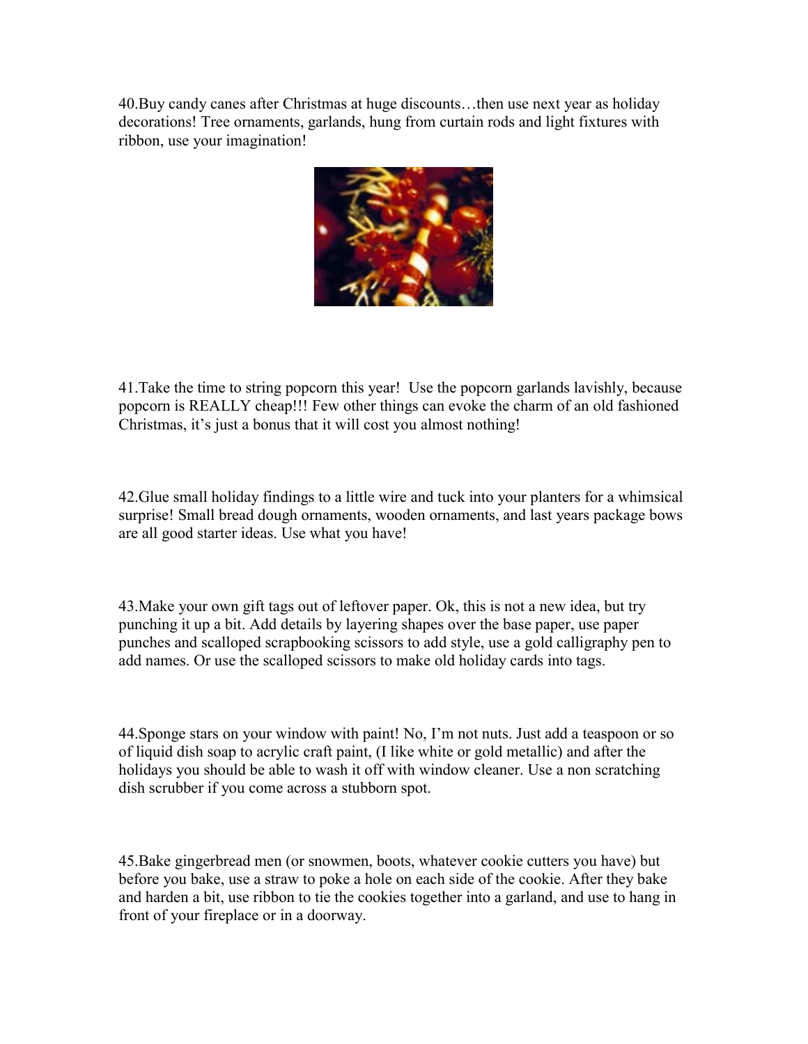40.Buy candy canes after Christmas at huge discounts…then use next year as holiday decorations! Tree ornaments, garlands, hung from curtain rods and light fixtures with ribbon, use your imagination!

41.Take the time to string popcorn this year!  Use the popcorn garlands lavishly, because popcorn is REALLY cheap!!! Few other things can evoke the charm of an old fashioned Christmas, it's just a bonus that it will cost you almost nothing!

42.Glue small holiday findings to a little wire and tuck into your planters for a whimsical surprise! Small bread dough ornaments, wooden ornaments, and last years package bows are all good starter ideas. Use what you have!

43.Make your own gift tags out of leftover paper. Ok, this is not a new idea, but try punching it up a bit. Add details by layering shapes over the base paper, use paper punches and scalloped scrapbooking scissors to add style, use a gold calligraphy pen to add names. Or use the scalloped scissors to make old holiday cards into tags.

44.Sponge stars on your window with paint! No, I'm not nuts. Just add a teaspoon or so of liquid dish soap to acrylic craft paint, (I like white or gold metallic) and after the holidays you should be able to wash it off with window cleaner. Use a non scratching dish scrubber if you come across a stubborn spot.

45.Bake gingerbread men (or snowmen, boots, whatever cookie cutters you have) but before you bake, use a straw to poke a hole on each side of the cookie. After they bake and harden a bit, use ribbon to tie the cookies together into a garland, and use to hang in front of your fireplace or in a doorway.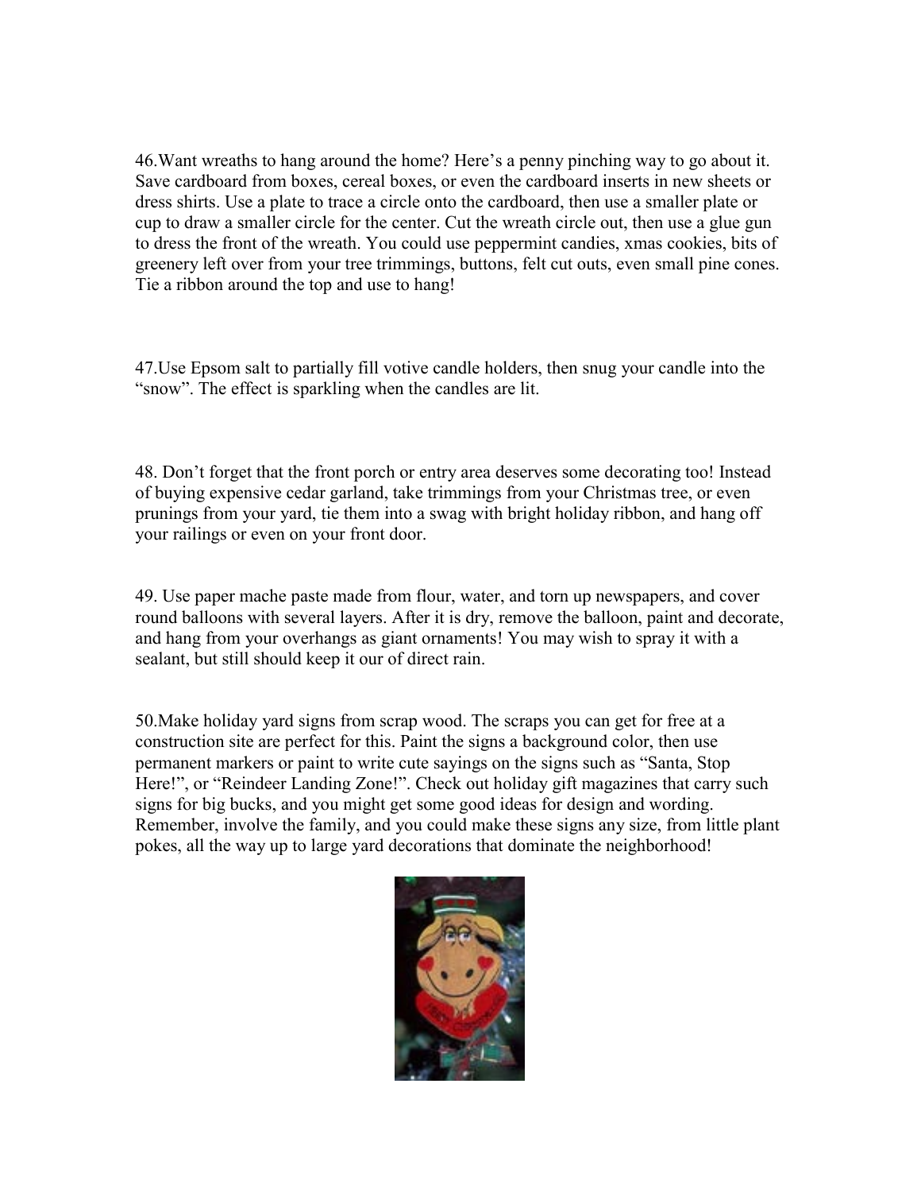46.Want wreaths to hang around the home? Here's a penny pinching way to go about it. Save cardboard from boxes, cereal boxes, or even the cardboard inserts in new sheets or dress shirts. Use a plate to trace a circle onto the cardboard, then use a smaller plate or cup to draw a smaller circle for the center. Cut the wreath circle out, then use a glue gun to dress the front of the wreath. You could use peppermint candies, xmas cookies, bits of greenery left over from your tree trimmings, buttons, felt cut outs, even small pine cones. Tie a ribbon around the top and use to hang!

47.Use Epsom salt to partially fill votive candle holders, then snug your candle into the "snow". The effect is sparkling when the candles are lit.

48. Don't forget that the front porch or entry area deserves some decorating too! Instead of buying expensive cedar garland, take trimmings from your Christmas tree, or even prunings from your yard, tie them into a swag with bright holiday ribbon, and hang off your railings or even on your front door.

49. Use paper mache paste made from flour, water, and torn up newspapers, and cover round balloons with several layers. After it is dry, remove the balloon, paint and decorate, and hang from your overhangs as giant ornaments! You may wish to spray it with a sealant, but still should keep it our of direct rain.

50.Make holiday yard signs from scrap wood. The scraps you can get for free at a construction site are perfect for this. Paint the signs a background color, then use permanent markers or paint to write cute sayings on the signs such as "Santa, Stop Here!", or "Reindeer Landing Zone!". Check out holiday gift magazines that carry such signs for big bucks, and you might get some good ideas for design and wording. Remember, involve the family, and you could make these signs any size, from little plant pokes, all the way up to large yard decorations that dominate the neighborhood!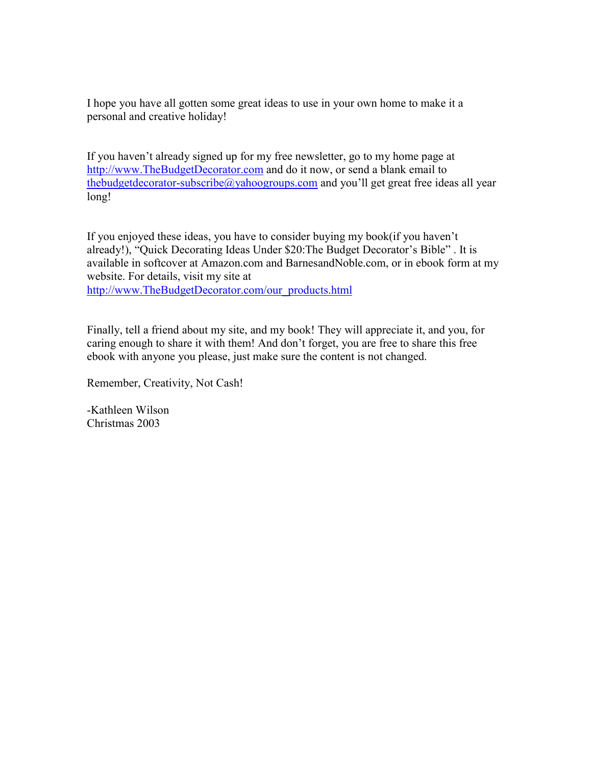I hope you have all gotten some great ideas to use in your own home to make it a personal and creative holiday!

If you haven't already signed up for my free newsletter, go to my home page at http://www.TheBudgetDecorator.com and do it now, or send a blank email to thebudgetdecorator-subscribe@yahoogroups.com and you'll get great free ideas all year long!

If you enjoyed these ideas, you have to consider buying my book(if you haven't already!), "Quick Decorating Ideas Under $20:The Budget Decorator's Bible" . It is available in softcover at Amazon.com and BarnesandNoble.com, or in ebook form at my website. For details, visit my site at http://www.TheBudgetDecorator.com/our_products.html

Finally, tell a friend about my site, and my book! They will appreciate it, and you, for caring enough to share it with them! And don't forget, you are free to share this free ebook with anyone you please, just make sure the content is not changed.

Remember, Creativity, Not Cash!

-Kathleen Wilson
Christmas 2003